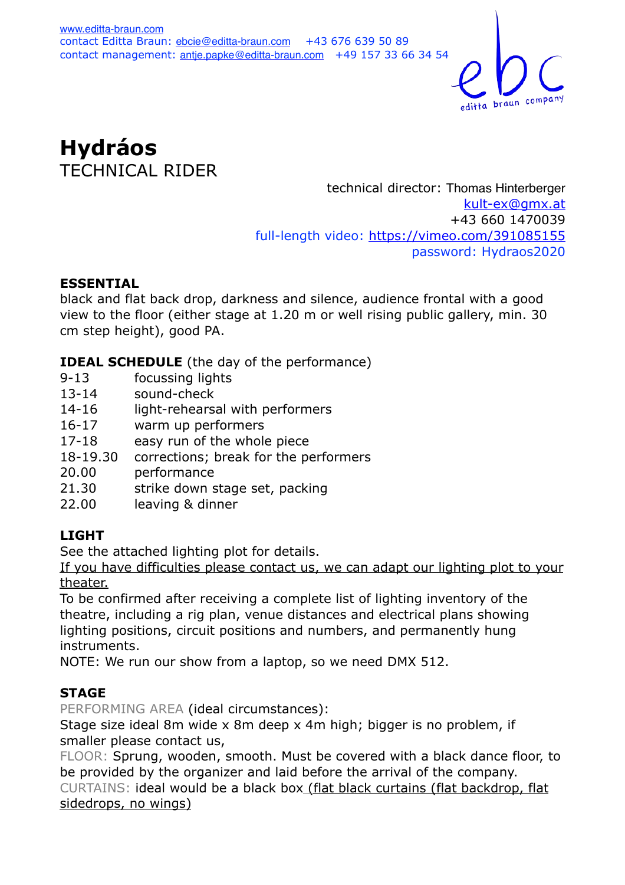www.editta-braun.com
contact Editta Braun: ebcie@editta-braun.com +43 676 639 50 89
contact management: antje.papke@editta-braun.com +49 157 33 66 34 54

ebc editta braun company

# Hydráos

## TECHNICAL RIDER

technical director: Thomas Hinterberger
kult-ex@gmx.at
+43 660 1470039
full-length video: https://vimeo.com/391085155
password: Hydraos2020

### ESSENTIAL

black and flat back drop, darkness and silence, audience frontal with a good view to the floor (either stage at 1.20 m or well rising public gallery, min. 30 cm step height), good PA.

### IDEAL SCHEDULE (the day of the performance)

| | |
|---|---|
| 9-13 | focussing lights |
| 13-14 | sound-check |
| 14-16 | light-rehearsal with performers |
| 16-17 | warm up performers |
| 17-18 | easy run of the whole piece |
| 18-19.30 | corrections; break for the performers |
| 20.00 | performance |
| 21.30 | strike down stage set, packing |
| 22.00 | leaving & dinner |

### LIGHT

See the attached lighting plot for details.
If you have difficulties please contact us, we can adapt our lighting plot to your theater.
To be confirmed after receiving a complete list of lighting inventory of the theatre, including a rig plan, venue distances and electrical plans showing lighting positions, circuit positions and numbers, and permanently hung instruments.
NOTE: We run our show from a laptop, so we need DMX 512.

### STAGE

PERFORMING AREA (ideal circumstances):
Stage size ideal 8m wide x 8m deep x 4m high; bigger is no problem, if smaller please contact us,
FLOOR: Sprung, wooden, smooth. Must be covered with a black dance floor, to be provided by the organizer and laid before the arrival of the company.
CURTAINS: ideal would be a black box (flat black curtains (flat backdrop, flat sidedrops, no wings)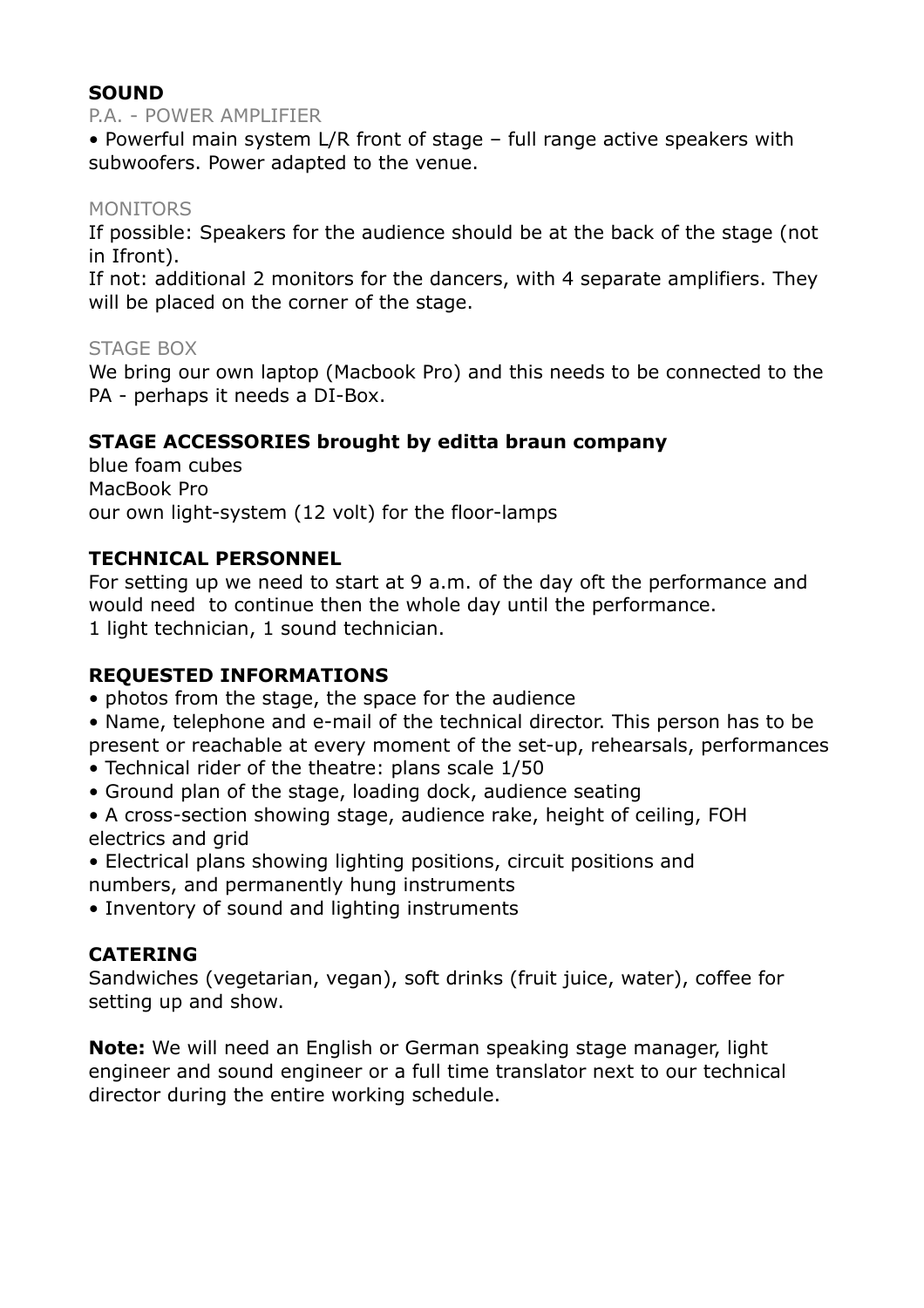## SOUND

P.A. - POWER AMPLIFIER

- Powerful main system L/R front of stage – full range active speakers with subwoofers. Power adapted to the venue.

MONITORS

If possible: Speakers for the audience should be at the back of the stage (not in Ifront).
If not: additional 2 monitors for the dancers, with 4 separate amplifiers. They will be placed on the corner of the stage.

STAGE BOX

We bring our own laptop (Macbook Pro) and this needs to be connected to the PA - perhaps it needs a DI-Box.

## STAGE ACCESSORIES brought by editta braun company

blue foam cubes
MacBook Pro
our own light-system (12 volt) for the floor-lamps

## TECHNICAL PERSONNEL

For setting up we need to start at 9 a.m. of the day oft the performance and would need to continue then the whole day until the performance.
1 light technician, 1 sound technician.

## REQUESTED INFORMATIONS

- photos from the stage, the space for the audience
- Name, telephone and e-mail of the technical director. This person has to be present or reachable at every moment of the set-up, rehearsals, performances
- Technical rider of the theatre: plans scale 1/50
- Ground plan of the stage, loading dock, audience seating
- A cross-section showing stage, audience rake, height of ceiling, FOH electrics and grid
- Electrical plans showing lighting positions, circuit positions and numbers, and permanently hung instruments
- Inventory of sound and lighting instruments

## CATERING

Sandwiches (vegetarian, vegan), soft drinks (fruit juice, water), coffee for setting up and show.

**Note:** We will need an English or German speaking stage manager, light engineer and sound engineer or a full time translator next to our technical director during the entire working schedule.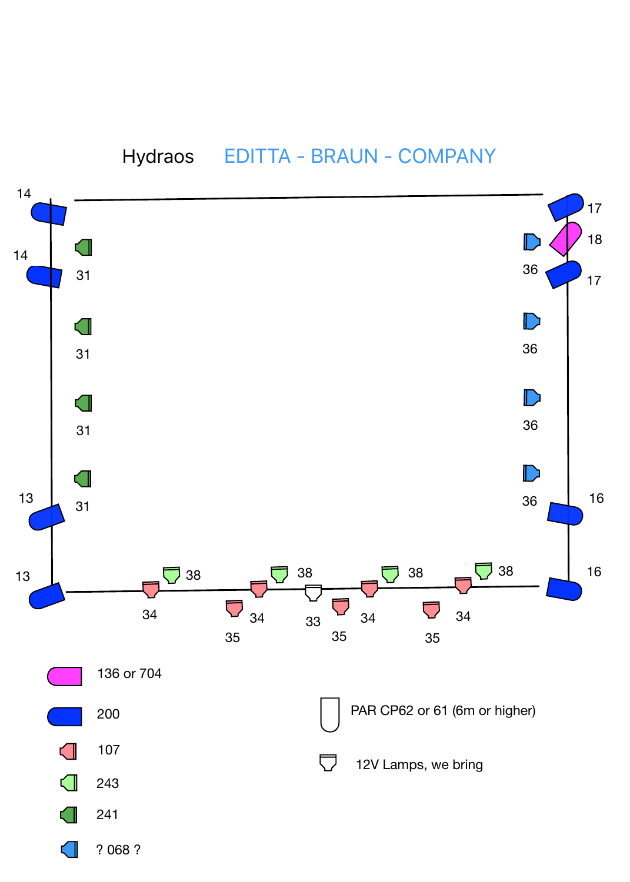Hydraos EDITTA - BRAUN - COMPANY

14
14
13
13
31
31
31
31
17
18
17
16
16
36
36
36
36
38
38
38
38
34
34
34
34
33
35
35
35

136 or 704

200

107

243

241

? 068 ?

PAR CP62 or 61 (6m or higher)

12V Lamps, we bring